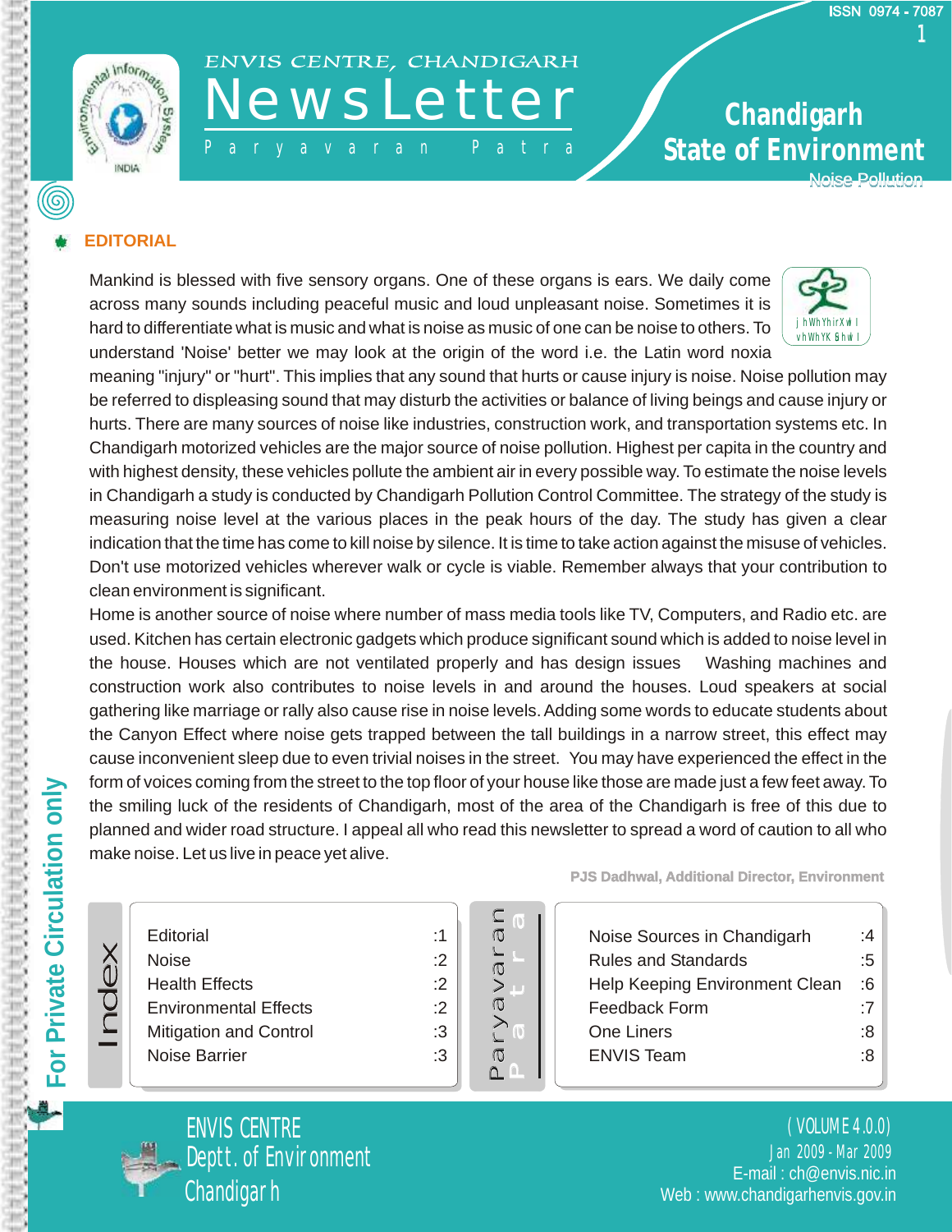ISSN 0974 - 7087

ENVIS CENTRE, CHANDIGARH

# NewsLetter

Paryavaran Patra

## Chandigarh State of Environment

Noise Pollution

## EDITORIAL

Mankind is blessed with five sensory organs. One of these organs is ears. We daily come across many sounds including peaceful music and loud unpleasant noise. Sometimes it is hard to differentiate what is music and what is noise as music of one can be noise to others. To understand 'Noise' better we may look at the origin of the word i.e. the Latin word noxia meaning "injury" or "hurt". This implies that any sound that hurts or cause injury is noise. Noise pollution may be referred to displeasing sound that may disturb the activities or balance of living beings and cause injury or hurts. There are many sources of noise like industries, construction work, and transportation systems etc. In Chandigarh motorized vehicles are the major source of noise pollution. Highest per capita in the country and with highest density, these vehicles pollute the ambient air in every possible way. To estimate the noise levels in Chandigarh a study is conducted by Chandigarh Pollution Control Committee. The strategy of the study is measuring noise level at the various places in the peak hours of the day. The study has given a clear indication that the time has come to kill noise by silence. It is time to take action against the misuse of vehicles. Don't use motorized vehicles wherever walk or cycle is viable. Remember always that your contribution to clean environment is significant.

Home is another source of noise where number of mass media tools like TV, Computers, and Radio etc. are used. Kitchen has certain electronic gadgets which produce significant sound which is added to noise level in the house. Houses which are not ventilated properly and has design issues Washing machines and construction work also contributes to noise levels in and around the houses. Loud speakers at social gathering like marriage or rally also cause rise in noise levels. Adding some words to educate students about the Canyon Effect where noise gets trapped between the tall buildings in a narrow street, this effect may cause inconvenient sleep due to even trivial noises in the street. You may have experienced the effect in the form of voices coming from the street to the top floor of your house like those are made just a few feet away. To the smiling luck of the residents of Chandigarh, most of the area of the Chandigarh is free of this due to planned and wider road structure. I appeal all who read this newsletter to spread a word of caution to all who make noise. Let us live in peace yet alive.

**PJS Dadhwal, Additional Director, Environment**

## Index

| Section | Page |
|---|---|
| Editorial | 1 |
| Noise | 2 |
| Health Effects | 2 |
| Environmental Effects | 2 |
| Mitigation and Control | 3 |
| Noise Barrier | 3 |
| Noise Sources in Chandigarh | 4 |
| Rules and Standards | 5 |
| Help Keeping Environment Clean | 6 |
| Feedback Form | 7 |
| One Liners | 8 |
| ENVIS Team | 8 |

For Private Circulation only

ENVIS CENTRE
Deptt. of Environment
Chandigarh

( VOLUME 4.0.0)
Jan 2009 - Mar 2009
E-mail : ch@envis.nic.in
Web : www.chandigarhenvis.gov.in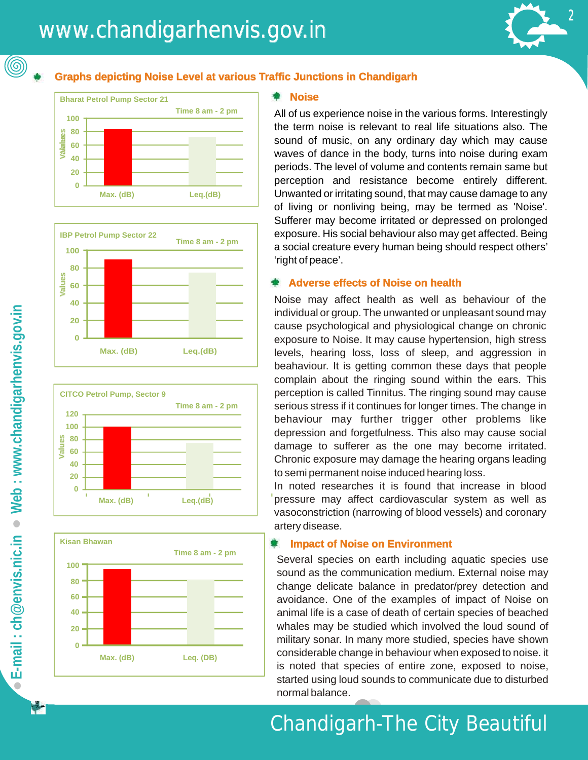## Graphs depicting Noise Level at various Traffic Junctions in Chandigarh

**Bharat Petrol Pump Sector 21**

Time 8 am - 2 pm

Values: 100, 80, 60, 40, 20, 0

Max. (dB) | Leq.(dB)

**IBP Petrol Pump Sector 22**

Time 8 am - 2 pm

Values: 100, 80, 60, 40, 20, 0

Max. (dB) | Leq.(dB)

**CITCO Petrol Pump, Sector 9**

Time 8 am - 2 pm

Values: 120, 100, 80, 60, 40, 20, 0

Max. (dB) | Leq.(dB)

**Kisan Bhawan**

Time 8 am - 2 pm

Values: 100, 80, 60, 40, 20, 0

Max. (dB) | Leq. (DB)

## Noise

All of us experience noise in the various forms. Interestingly the term noise is relevant to real life situations also. The sound of music, on any ordinary day which may cause waves of dance in the body, turns into noise during exam periods. The level of volume and contents remain same but perception and resistance become entirely different. Unwanted or irritating sound, that may cause damage to any of living or nonliving being, may be termed as 'Noise'. Sufferer may become irritated or depressed on prolonged exposure. His social behaviour also may get affected. Being a social creature every human being should respect others' 'right of peace'.

## Adverse effects of Noise on health

Noise may affect health as well as behaviour of the individual or group. The unwanted or unpleasant sound may cause psychological and physiological change on chronic exposure to Noise. It may cause hypertension, high stress levels, hearing loss, loss of sleep, and aggression in beahaviour. It is getting common these days that people complain about the ringing sound within the ears. This perception is called Tinnitus. The ringing sound may cause serious stress if it continues for longer times. The change in behaviour may further trigger other problems like depression and forgetfulness. This also may cause social damage to sufferer as the one may become irritated. Chronic exposure may damage the hearing organs leading to semi permanent noise induced hearing loss.

In noted researches it is found that increase in blood pressure may affect cardiovascular system as well as vasoconstriction (narrowing of blood vessels) and coronary artery disease.

## Impact of Noise on Environment

Several species on earth including aquatic species use sound as the communication medium. External noise may change delicate balance in predator/prey detection and avoidance. One of the examples of impact of Noise on animal life is a case of death of certain species of beached whales may be studied which involved the loud sound of military sonar. In many more studied, species have shown considerable change in behaviour when exposed to noise. it is noted that species of entire zone, exposed to noise, started using loud sounds to communicate due to disturbed normal balance.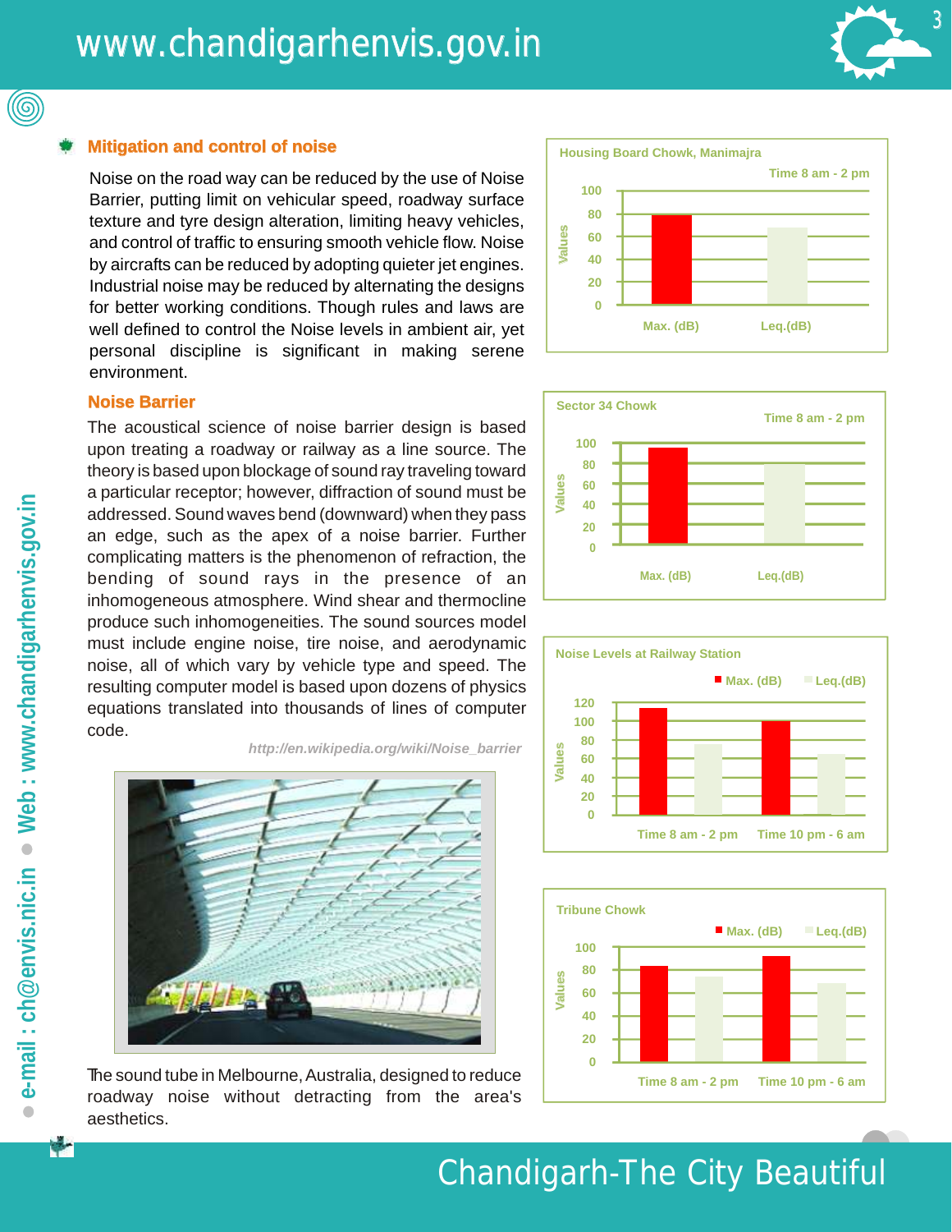## Mitigation and control of noise

Noise on the road way can be reduced by the use of Noise Barrier, putting limit on vehicular speed, roadway surface texture and tyre design alteration, limiting heavy vehicles, and control of traffic to ensuring smooth vehicle flow. Noise by aircrafts can be reduced by adopting quieter jet engines. Industrial noise may be reduced by alternating the designs for better working conditions. Though rules and laws are well defined to control the Noise levels in ambient air, yet personal discipline is significant in making serene environment.

## Noise Barrier

The acoustical science of noise barrier design is based upon treating a roadway or railway as a line source. The theory is based upon blockage of sound ray traveling toward a particular receptor; however, diffraction of sound must be addressed. Sound waves bend (downward) when they pass an edge, such as the apex of a noise barrier. Further complicating matters is the phenomenon of refraction, the bending of sound rays in the presence of an inhomogeneous atmosphere. Wind shear and thermocline produce such inhomogeneities. The sound sources model must include engine noise, tire noise, and aerodynamic noise, all of which vary by vehicle type and speed. The resulting computer model is based upon dozens of physics equations translated into thousands of lines of computer code.

*http://en.wikipedia.org/wiki/Noise_barrier*

The sound tube in Melbourne, Australia, designed to reduce roadway noise without detracting from the area's aesthetics.

**Housing Board Chowk, Manimajra** — Time 8 am - 2 pm

**Sector 34 Chowk** — Time 8 am - 2 pm

**Noise Levels at Railway Station** — Max. (dB), Leq.(dB); Time 8 am - 2 pm, Time 10 pm - 6 am

**Tribune Chowk** — Max. (dB), Leq.(dB); Time 8 am - 2 pm, Time 10 pm - 6 am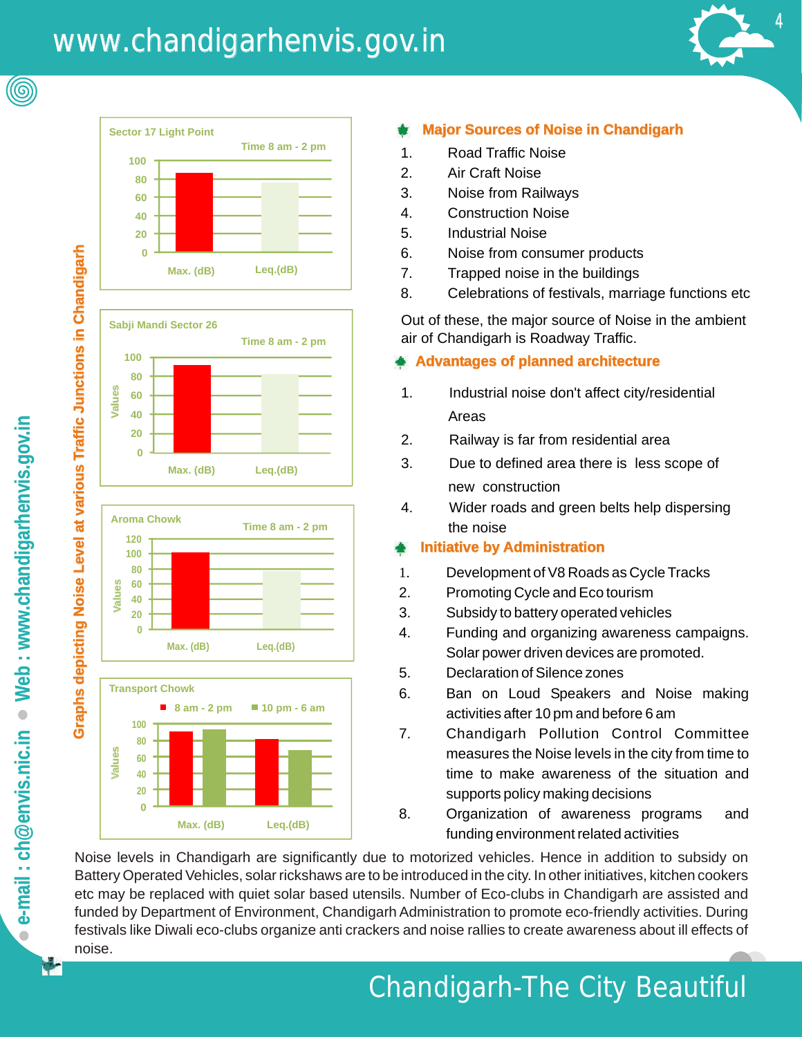## Graphs depicting Noise Level at various Traffic Junctions in Chandigarh

**Sector 17 Light Point** (Time 8 am - 2 pm)

Values: 0, 20, 40, 60, 80, 100 — Max. (dB), Leq.(dB)

**Sabji Mandi Sector 26** (Time 8 am - 2 pm)

Values: 0, 20, 40, 60, 80, 100 — Max. (dB), Leq.(dB)

**Aroma Chowk** (Time 8 am - 2 pm)

Values: 0, 20, 40, 60, 80, 100, 120 — Max. (dB), Leq.(dB)

**Transport Chowk** (8 am - 2 pm; 10 pm - 6 am)

Values: 0, 20, 40, 60, 80, 100 — Max. (dB), Leq.(dB)

## Major Sources of Noise in Chandigarh

1. Road Traffic Noise
2. Air Craft Noise
3. Noise from Railways
4. Construction Noise
5. Industrial Noise
6. Noise from consumer products
7. Trapped noise in the buildings
8. Celebrations of festivals, marriage functions etc

Out of these, the major source of Noise in the ambient air of Chandigarh is Roadway Traffic.

## Advantages of planned architecture

1. Industrial noise don't affect city/residential Areas
2. Railway is far from residential area
3. Due to defined area there is less scope of new construction
4. Wider roads and green belts help dispersing the noise

## Initiative by Administration

1. Development of V8 Roads as Cycle Tracks
2. Promoting Cycle and Eco tourism
3. Subsidy to battery operated vehicles
4. Funding and organizing awareness campaigns. Solar power driven devices are promoted.
5. Declaration of Silence zones
6. Ban on Loud Speakers and Noise making activities after 10 pm and before 6 am
7. Chandigarh Pollution Control Committee measures the Noise levels in the city from time to time to make awareness of the situation and supports policy making decisions
8. Organization of awareness programs and funding environment related activities

Noise levels in Chandigarh are significantly due to motorized vehicles. Hence in addition to subsidy on Battery Operated Vehicles, solar rickshaws are to be introduced in the city. In other initiatives, kitchen cookers etc may be replaced with quiet solar based utensils. Number of Eco-clubs in Chandigarh are assisted and funded by Department of Environment, Chandigarh Administration to promote eco-friendly activities. During festivals like Diwali eco-clubs organize anti crackers and noise rallies to create awareness about ill effects of noise.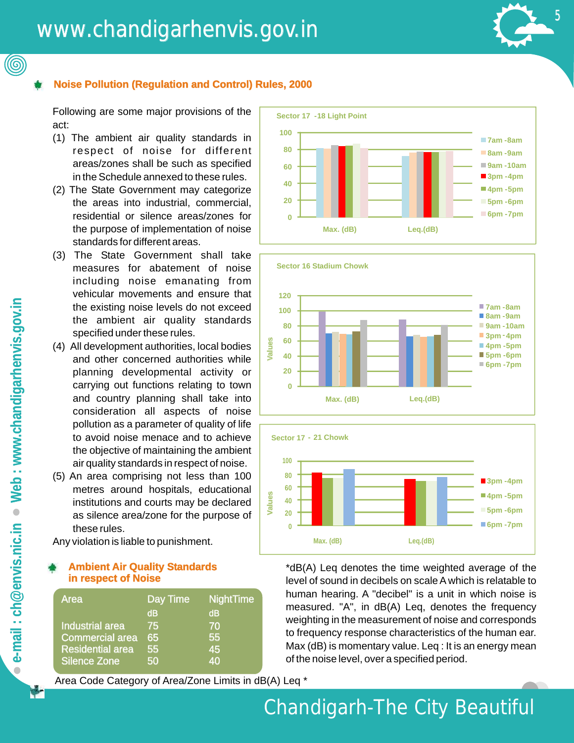## Noise Pollution (Regulation and Control) Rules, 2000

Following are some major provisions of the act:

(1) The ambient air quality standards in respect of noise for different areas/zones shall be such as specified in the Schedule annexed to these rules.

(2) The State Government may categorize the areas into industrial, commercial, residential or silence areas/zones for the purpose of implementation of noise standards for different areas.

(3) The State Government shall take measures for abatement of noise including noise emanating from vehicular movements and ensure that the existing noise levels do not exceed the ambient air quality standards specified under these rules.

(4) All development authorities, local bodies and other concerned authorities while planning developmental activity or carrying out functions relating to town and country planning shall take into consideration all aspects of noise pollution as a parameter of quality of life to avoid noise menace and to achieve the objective of maintaining the ambient air quality standards in respect of noise.

(5) An area comprising not less than 100 metres around hospitals, educational institutions and courts may be declared as silence area/zone for the purpose of these rules.

Any violation is liable to punishment.

**Sector 17 -18 Light Point**

(Bar chart: Max. (dB) and Leq.(dB) for 7am -8am, 8am -9am, 9am -10am, 3pm -4pm, 4pm -5pm, 5pm -6pm, 6pm -7pm; axis 0–100)

**Sector 16 Stadium Chowk**

(Bar chart: Values for Max. (dB) and Leq.(dB) for 7am -8am, 8am -9am, 9am -10am, 3pm -4pm, 4pm -5pm, 5pm -6pm, 6pm -7pm; axis 0–120)

**Sector 17 - 21 Chowk**

(Bar chart: Values for Max. (dB) and Leq.(dB) for 3pm -4pm, 4pm -5pm, 5pm -6pm, 6pm -7pm; axis 0–100)

## Ambient Air Quality Standards in respect of Noise

| Area | Day Time dB | NightTime dB |
|---|---|---|
| Industrial area | 75 | 70 |
| Commercial area | 65 | 55 |
| Residential area | 55 | 45 |
| Silence Zone | 50 | 40 |

Area Code Category of Area/Zone Limits in dB(A) Leq *

*dB(A) Leq denotes the time weighted average of the level of sound in decibels on scale A which is relatable to human hearing. A "decibel" is a unit in which noise is measured. "A", in dB(A) Leq, denotes the frequency weighting in the measurement of noise and corresponds to frequency response characteristics of the human ear. Max (dB) is momentary value. Leq : It is an energy mean of the noise level, over a specified period.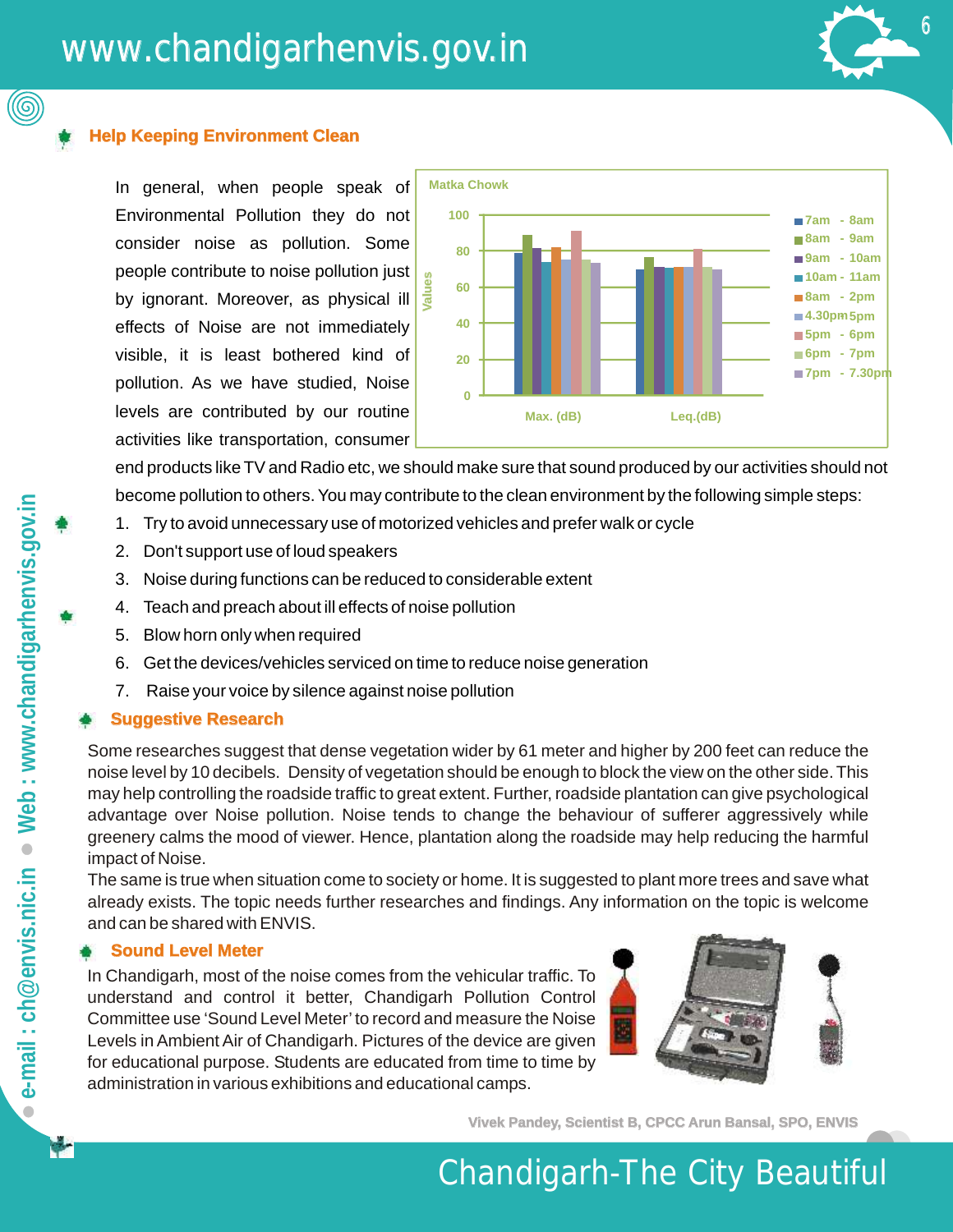## Help Keeping Environment Clean

In general, when people speak of Environmental Pollution they do not consider noise as pollution. Some people contribute to noise pollution just by ignorant. Moreover, as physical ill effects of Noise are not immediately visible, it is least bothered kind of pollution. As we have studied, Noise levels are contributed by our routine activities like transportation, consumer end products like TV and Radio etc, we should make sure that sound produced by our activities should not become pollution to others. You may contribute to the clean environment by the following simple steps:

Matka Chowk

Legend: 7am - 8am, 8am - 9am, 9am - 10am, 10am - 11am, 8am - 2pm, 4.30pm 5pm, 5pm - 6pm, 6pm - 7pm, 7pm - 7.30pm

Values (0–100) for Max. (dB) and Leq.(dB)

1. Try to avoid unnecessary use of motorized vehicles and prefer walk or cycle
2. Don't support use of loud speakers
3. Noise during functions can be reduced to considerable extent
4. Teach and preach about ill effects of noise pollution
5. Blow horn only when required
6. Get the devices/vehicles serviced on time to reduce noise generation
7. Raise your voice by silence against noise pollution

## Suggestive Research

Some researches suggest that dense vegetation wider by 61 meter and higher by 200 feet can reduce the noise level by 10 decibels. Density of vegetation should be enough to block the view on the other side. This may help controlling the roadside traffic to great extent. Further, roadside plantation can give psychological advantage over Noise pollution. Noise tends to change the behaviour of sufferer aggressively while greenery calms the mood of viewer. Hence, plantation along the roadside may help reducing the harmful impact of Noise.

The same is true when situation come to society or home. It is suggested to plant more trees and save what already exists. The topic needs further researches and findings. Any information on the topic is welcome and can be shared with ENVIS.

## Sound Level Meter

In Chandigarh, most of the noise comes from the vehicular traffic. To understand and control it better, Chandigarh Pollution Control Committee use 'Sound Level Meter' to record and measure the Noise Levels in Ambient Air of Chandigarh. Pictures of the device are given for educational purpose. Students are educated from time to time by administration in various exhibitions and educational camps.

Vivek Pandey, Scientist B, CPCC Arun Bansal, SPO, ENVIS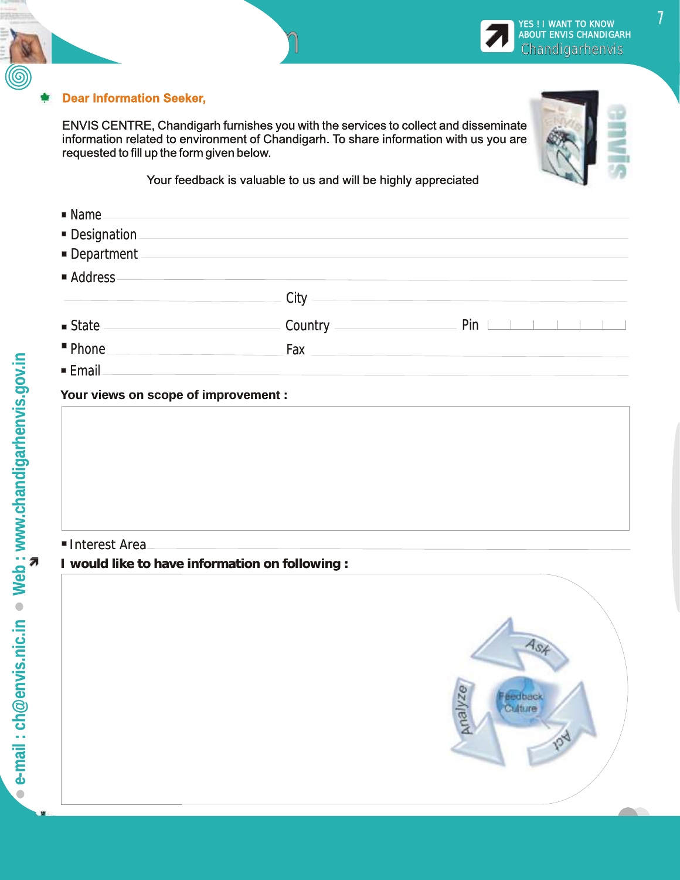YES ! I WANT TO KNOW ABOUT ENVIS CHANDIGARH

Chandigarhenvis

**Dear Information Seeker,**

ENVIS CENTRE, Chandigarh furnishes you with the services to collect and disseminate information related to environment of Chandigarh. To share information with us you are requested to fill up the form given below.

Your feedback is valuable to us and will be highly appreciated

- Name ______________________
- Designation ______________________
- Department ______________________
- Address ______________________

  City ______________________
- State ____________ Country ____________ Pin ____________
- Phone ____________ Fax ____________
- Email ______________________

**Your views on scope of improvement :**

- Interest Area ______________________

**I would like to have information on following :**

Ask · Analyze · Act · Feedback Culture

e-mail : ch@envis.nic.in • Web : www.chandigarhenvis.gov.in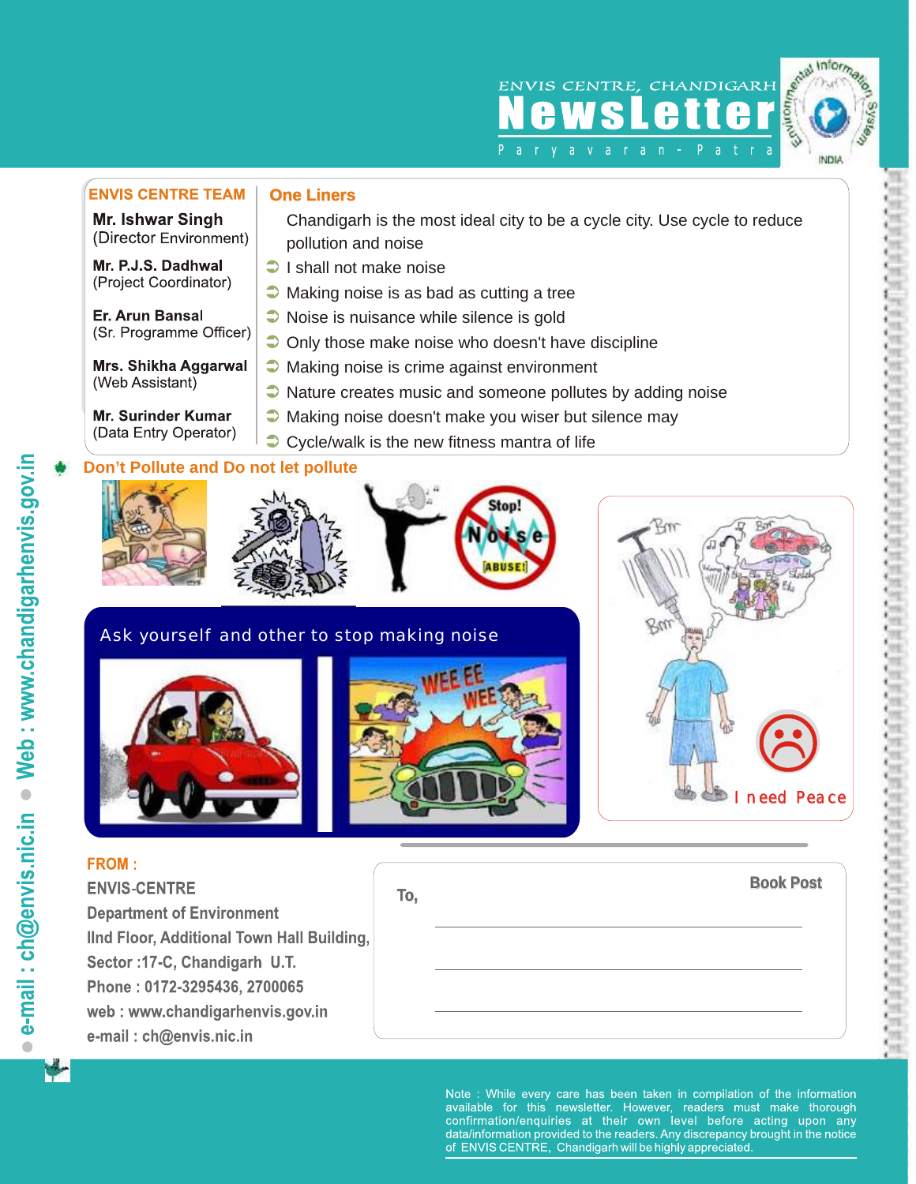ENVIS CENTRE, CHANDIGARH

# NewsLetter

Paryavaran - Patra

## ENVIS CENTRE TEAM

**Mr. Ishwar Singh**
(Director Environment)

**Mr. P.J.S. Dadhwal**
(Project Coordinator)

**Er. Arun Bansal**
(Sr. Programme Officer)

**Mrs. Shikha Aggarwal**
(Web Assistant)

**Mr. Surinder Kumar**
(Data Entry Operator)

## One Liners

Chandigarh is the most ideal city to be a cycle city. Use cycle to reduce pollution and noise

- I shall not make noise
- Making noise is as bad as cutting a tree
- Noise is nuisance while silence is gold
- Only those make noise who doesn't have discipline
- Making noise is crime against environment
- Nature creates music and someone pollutes by adding noise
- Making noise doesn't make you wiser but silence may
- Cycle/walk is the new fitness mantra of life

## Don't Pollute and Do not let pollute

Ask yourself and other to stop making noise

I need Peace

**FROM :**

ENVIS-CENTRE
Department of Environment
IInd Floor, Additional Town Hall Building,
Sector :17-C, Chandigarh U.T.
Phone : 0172-3295436, 2700065
web : www.chandigarhenvis.gov.in
e-mail : ch@envis.nic.in

**Book Post**

To,

e-mail : ch@envis.nic.in • Web : www.chandigarhenvis.gov.in

Note : While every care has been taken in compilation of the information available for this newsletter. However, readers must make thorough confirmation/enquiries at their own level before acting upon any data/information provided to the readers. Any discrepancy brought in the notice of ENVIS CENTRE, Chandigarh will be highly appreciated.